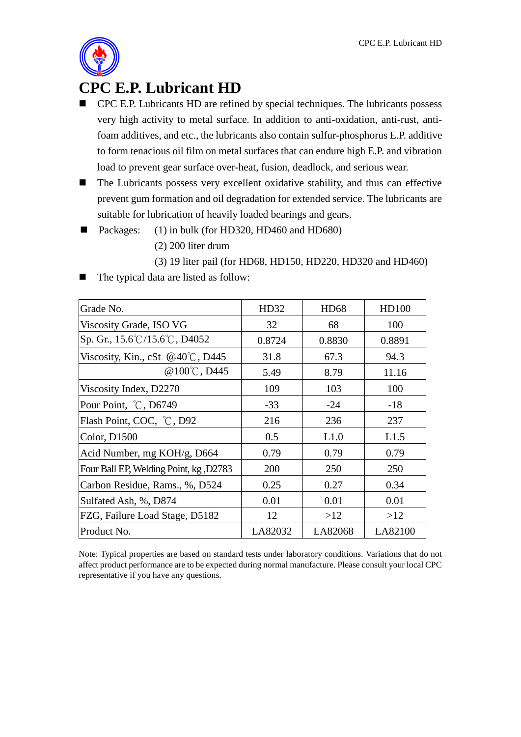# CPC E.P. Lubricant HD

- CPC E.P. Lubricants HD are refined by special techniques. The lubricants possess very high activity to metal surface. In addition to anti-oxidation, anti-rust, anti-foam additives, and etc., the lubricants also contain sulfur-phosphorus E.P. additive to form tenacious oil film on metal surfaces that can endure high E.P. and vibration load to prevent gear surface over-heat, fusion, deadlock, and serious wear.
- The Lubricants possess very excellent oxidative stability, and thus can effective prevent gum formation and oil degradation for extended service. The lubricants are suitable for lubrication of heavily loaded bearings and gears.
- Packages: (1) in bulk (for HD320, HD460 and HD680)
  (2) 200 liter drum
  (3) 19 liter pail (for HD68, HD150, HD220, HD320 and HD460)
- The typical data are listed as follow:

| Grade No. | HD32 | HD68 | HD100 |
|---|---|---|---|
| Viscosity Grade, ISO VG | 32 | 68 | 100 |
| Sp. Gr., 15.6℃/15.6℃, D4052 | 0.8724 | 0.8830 | 0.8891 |
| Viscosity, Kin., cSt @40℃, D445 | 31.8 | 67.3 | 94.3 |
| @100℃, D445 | 5.49 | 8.79 | 11.16 |
| Viscosity Index, D2270 | 109 | 103 | 100 |
| Pour Point, ℃, D6749 | -33 | -24 | -18 |
| Flash Point, COC, ℃, D92 | 216 | 236 | 237 |
| Color, D1500 | 0.5 | L1.0 | L1.5 |
| Acid Number, mg KOH/g, D664 | 0.79 | 0.79 | 0.79 |
| Four Ball EP, Welding Point, kg ,D2783 | 200 | 250 | 250 |
| Carbon Residue, Rams., %, D524 | 0.25 | 0.27 | 0.34 |
| Sulfated Ash, %, D874 | 0.01 | 0.01 | 0.01 |
| FZG, Failure Load Stage, D5182 | 12 | >12 | >12 |
| Product No. | LA82032 | LA82068 | LA82100 |

Note: Typical properties are based on standard tests under laboratory conditions. Variations that do not affect product performance are to be expected during normal manufacture. Please consult your local CPC representative if you have any questions.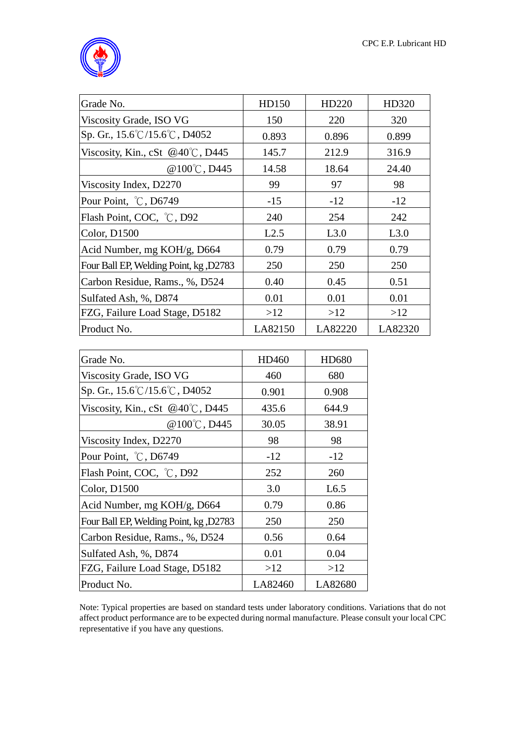| Grade No. | HD150 | HD220 | HD320 |
|---|---|---|---|
| Viscosity Grade, ISO VG | 150 | 220 | 320 |
| Sp. Gr., 15.6℃/15.6℃, D4052 | 0.893 | 0.896 | 0.899 |
| Viscosity, Kin., cSt @40℃, D445 | 145.7 | 212.9 | 316.9 |
| @100℃, D445 | 14.58 | 18.64 | 24.40 |
| Viscosity Index, D2270 | 99 | 97 | 98 |
| Pour Point, ℃, D6749 | -15 | -12 | -12 |
| Flash Point, COC, ℃, D92 | 240 | 254 | 242 |
| Color, D1500 | L2.5 | L3.0 | L3.0 |
| Acid Number, mg KOH/g, D664 | 0.79 | 0.79 | 0.79 |
| Four Ball EP, Welding Point, kg ,D2783 | 250 | 250 | 250 |
| Carbon Residue, Rams., %, D524 | 0.40 | 0.45 | 0.51 |
| Sulfated Ash, %, D874 | 0.01 | 0.01 | 0.01 |
| FZG, Failure Load Stage, D5182 | >12 | >12 | >12 |
| Product No. | LA82150 | LA82220 | LA82320 |

| Grade No. | HD460 | HD680 |
|---|---|---|
| Viscosity Grade, ISO VG | 460 | 680 |
| Sp. Gr., 15.6℃/15.6℃, D4052 | 0.901 | 0.908 |
| Viscosity, Kin., cSt @40℃, D445 | 435.6 | 644.9 |
| @100℃, D445 | 30.05 | 38.91 |
| Viscosity Index, D2270 | 98 | 98 |
| Pour Point, ℃, D6749 | -12 | -12 |
| Flash Point, COC, ℃, D92 | 252 | 260 |
| Color, D1500 | 3.0 | L6.5 |
| Acid Number, mg KOH/g, D664 | 0.79 | 0.86 |
| Four Ball EP, Welding Point, kg ,D2783 | 250 | 250 |
| Carbon Residue, Rams., %, D524 | 0.56 | 0.64 |
| Sulfated Ash, %, D874 | 0.01 | 0.04 |
| FZG, Failure Load Stage, D5182 | >12 | >12 |
| Product No. | LA82460 | LA82680 |

Note: Typical properties are based on standard tests under laboratory conditions. Variations that do not affect product performance are to be expected during normal manufacture. Please consult your local CPC representative if you have any questions.